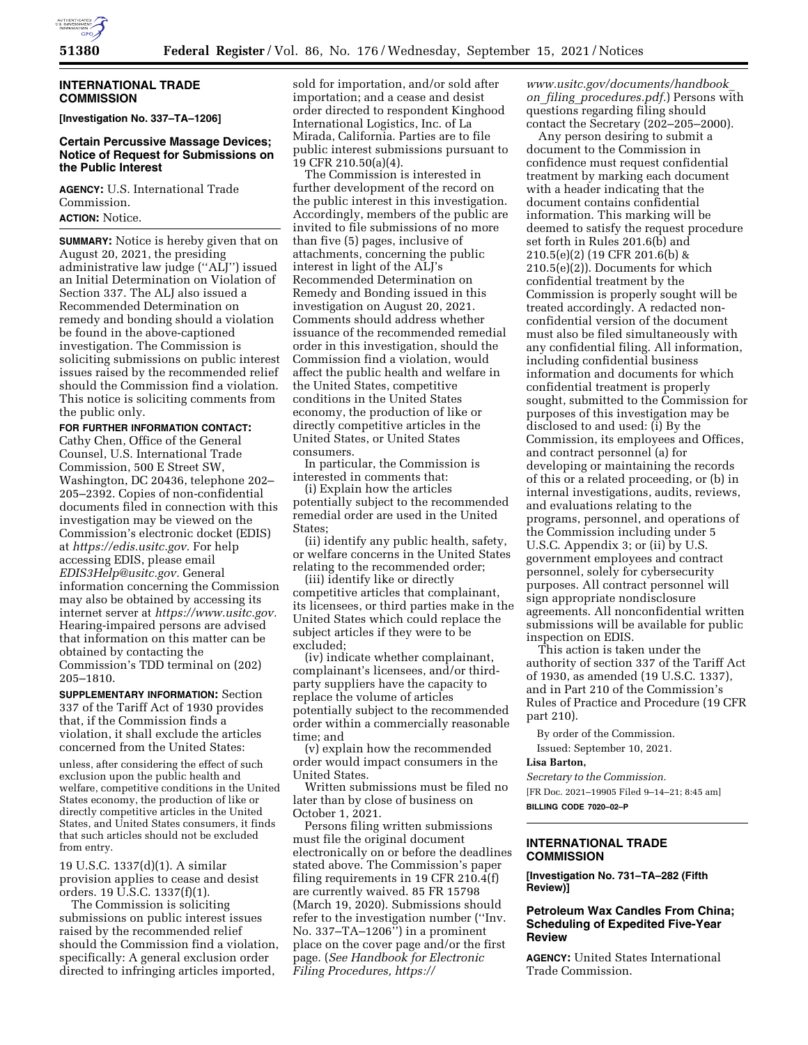## INTERNATIONAL TRADE COMMISSION

**[Investigation No. 337–TA–1206]**

### Certain Percussive Massage Devices; Notice of Request for Submissions on the Public Interest

**AGENCY:** U.S. International Trade Commission.

**ACTION:** Notice.

**SUMMARY:** Notice is hereby given that on August 20, 2021, the presiding administrative law judge (''ALJ'') issued an Initial Determination on Violation of Section 337. The ALJ also issued a Recommended Determination on remedy and bonding should a violation be found in the above-captioned investigation. The Commission is soliciting submissions on public interest issues raised by the recommended relief should the Commission find a violation. This notice is soliciting comments from the public only.

**FOR FURTHER INFORMATION CONTACT:** Cathy Chen, Office of the General Counsel, U.S. International Trade Commission, 500 E Street SW, Washington, DC 20436, telephone 202–205–2392. Copies of non-confidential documents filed in connection with this investigation may be viewed on the Commission's electronic docket (EDIS) at *https://edis.usitc.gov.* For help accessing EDIS, please email *EDIS3Help@usitc.gov.* General information concerning the Commission may also be obtained by accessing its internet server at *https://www.usitc.gov.* Hearing-impaired persons are advised that information on this matter can be obtained by contacting the Commission's TDD terminal on (202) 205–1810.

**SUPPLEMENTARY INFORMATION:** Section 337 of the Tariff Act of 1930 provides that, if the Commission finds a violation, it shall exclude the articles concerned from the United States:

> unless, after considering the effect of such exclusion upon the public health and welfare, competitive conditions in the United States economy, the production of like or directly competitive articles in the United States, and United States consumers, it finds that such articles should not be excluded from entry.

19 U.S.C. 1337(d)(1). A similar provision applies to cease and desist orders. 19 U.S.C. 1337(f)(1).

The Commission is soliciting submissions on public interest issues raised by the recommended relief should the Commission find a violation, specifically: A general exclusion order directed to infringing articles imported, sold for importation, and/or sold after importation; and a cease and desist order directed to respondent Kinghood International Logistics, Inc. of La Mirada, California. Parties are to file public interest submissions pursuant to 19 CFR 210.50(a)(4).

The Commission is interested in further development of the record on the public interest in this investigation. Accordingly, members of the public are invited to file submissions of no more than five (5) pages, inclusive of attachments, concerning the public interest in light of the ALJ's Recommended Determination on Remedy and Bonding issued in this investigation on August 20, 2021. Comments should address whether issuance of the recommended remedial order in this investigation, should the Commission find a violation, would affect the public health and welfare in the United States, competitive conditions in the United States economy, the production of like or directly competitive articles in the United States, or United States consumers.

In particular, the Commission is interested in comments that:

(i) Explain how the articles potentially subject to the recommended remedial order are used in the United States;

(ii) identify any public health, safety, or welfare concerns in the United States relating to the recommended order;

(iii) identify like or directly competitive articles that complainant, its licensees, or third parties make in the United States which could replace the subject articles if they were to be excluded;

(iv) indicate whether complainant, complainant's licensees, and/or third-party suppliers have the capacity to replace the volume of articles potentially subject to the recommended order within a commercially reasonable time; and

(v) explain how the recommended order would impact consumers in the United States.

Written submissions must be filed no later than by close of business on October 1, 2021.

Persons filing written submissions must file the original document electronically on or before the deadlines stated above. The Commission's paper filing requirements in 19 CFR 210.4(f) are currently waived. 85 FR 15798 (March 19, 2020). Submissions should refer to the investigation number (''Inv. No. 337–TA–1206'') in a prominent place on the cover page and/or the first page. (*See Handbook for Electronic Filing Procedures, https://www.usitc.gov/documents/handbook_on_filing_procedures.pdf.*) Persons with questions regarding filing should contact the Secretary (202–205–2000).

Any person desiring to submit a document to the Commission in confidence must request confidential treatment by marking each document with a header indicating that the document contains confidential information. This marking will be deemed to satisfy the request procedure set forth in Rules 201.6(b) and 210.5(e)(2) (19 CFR 201.6(b) & 210.5(e)(2)). Documents for which confidential treatment by the Commission is properly sought will be treated accordingly. A redacted non-confidential version of the document must also be filed simultaneously with any confidential filing. All information, including confidential business information and documents for which confidential treatment is properly sought, submitted to the Commission for purposes of this investigation may be disclosed to and used: (i) By the Commission, its employees and Offices, and contract personnel (a) for developing or maintaining the records of this or a related proceeding, or (b) in internal investigations, audits, reviews, and evaluations relating to the programs, personnel, and operations of the Commission including under 5 U.S.C. Appendix 3; or (ii) by U.S. government employees and contract personnel, solely for cybersecurity purposes. All contract personnel will sign appropriate nondisclosure agreements. All nonconfidential written submissions will be available for public inspection on EDIS.

This action is taken under the authority of section 337 of the Tariff Act of 1930, as amended (19 U.S.C. 1337), and in Part 210 of the Commission's Rules of Practice and Procedure (19 CFR part 210).

By order of the Commission.

Issued: September 10, 2021.

**Lisa Barton,**

*Secretary to the Commission.*

[FR Doc. 2021–19905 Filed 9–14–21; 8:45 am]

**BILLING CODE 7020–02–P**

## INTERNATIONAL TRADE COMMISSION

**[Investigation No. 731–TA–282 (Fifth Review)]**

### Petroleum Wax Candles From China; Scheduling of Expedited Five-Year Review

**AGENCY:** United States International Trade Commission.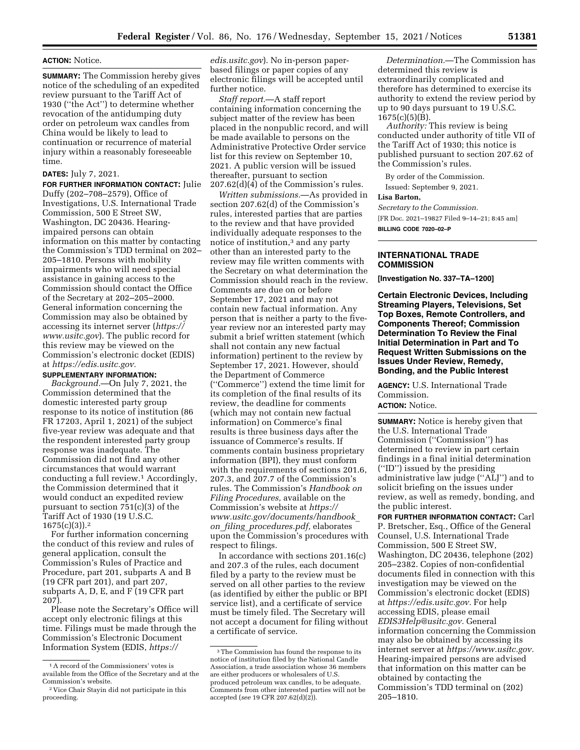**ACTION:** Notice.

**SUMMARY:** The Commission hereby gives notice of the scheduling of an expedited review pursuant to the Tariff Act of 1930 (''the Act'') to determine whether revocation of the antidumping duty order on petroleum wax candles from China would be likely to lead to continuation or recurrence of material injury within a reasonably foreseeable time.

**DATES:** July 7, 2021.

**FOR FURTHER INFORMATION CONTACT:** Julie Duffy (202–708–2579), Office of Investigations, U.S. International Trade Commission, 500 E Street SW, Washington, DC 20436. Hearing-impaired persons can obtain information on this matter by contacting the Commission's TDD terminal on 202–205–1810. Persons with mobility impairments who will need special assistance in gaining access to the Commission should contact the Office of the Secretary at 202–205–2000. General information concerning the Commission may also be obtained by accessing its internet server (*https://www.usitc.gov*). The public record for this review may be viewed on the Commission's electronic docket (EDIS) at *https://edis.usitc.gov.*

**SUPPLEMENTARY INFORMATION:**

*Background.*—On July 7, 2021, the Commission determined that the domestic interested party group response to its notice of institution (86 FR 17203, April 1, 2021) of the subject five-year review was adequate and that the respondent interested party group response was inadequate. The Commission did not find any other circumstances that would warrant conducting a full review.[1] Accordingly, the Commission determined that it would conduct an expedited review pursuant to section 751(c)(3) of the Tariff Act of 1930 (19 U.S.C. 1675(c)(3)).[2]

For further information concerning the conduct of this review and rules of general application, consult the Commission's Rules of Practice and Procedure, part 201, subparts A and B (19 CFR part 201), and part 207, subparts A, D, E, and F (19 CFR part 207).

Please note the Secretary's Office will accept only electronic filings at this time. Filings must be made through the Commission's Electronic Document Information System (EDIS, *https://edis.usitc.gov*). No in-person paper-based filings or paper copies of any electronic filings will be accepted until further notice.

*Staff report.*—A staff report containing information concerning the subject matter of the review has been placed in the nonpublic record, and will be made available to persons on the Administrative Protective Order service list for this review on September 10, 2021. A public version will be issued thereafter, pursuant to section 207.62(d)(4) of the Commission's rules.

*Written submissions.*—As provided in section 207.62(d) of the Commission's rules, interested parties that are parties to the review and that have provided individually adequate responses to the notice of institution,[3] and any party other than an interested party to the review may file written comments with the Secretary on what determination the Commission should reach in the review. Comments are due on or before September 17, 2021 and may not contain new factual information. Any person that is neither a party to the five-year review nor an interested party may submit a brief written statement (which shall not contain any new factual information) pertinent to the review by September 17, 2021. However, should the Department of Commerce (''Commerce'') extend the time limit for its completion of the final results of its review, the deadline for comments (which may not contain new factual information) on Commerce's final results is three business days after the issuance of Commerce's results. If comments contain business proprietary information (BPI), they must conform with the requirements of sections 201.6, 207.3, and 207.7 of the Commission's rules. The Commission's *Handbook on Filing Procedures,* available on the Commission's website at *https://www.usitc.gov/documents/handbook_on_filing_procedures.pdf,* elaborates upon the Commission's procedures with respect to filings.

In accordance with sections 201.16(c) and 207.3 of the rules, each document filed by a party to the review must be served on all other parties to the review (as identified by either the public or BPI service list), and a certificate of service must be timely filed. The Secretary will not accept a document for filing without a certificate of service.

*Determination.*—The Commission has determined this review is extraordinarily complicated and therefore has determined to exercise its authority to extend the review period by up to 90 days pursuant to 19 U.S.C. 1675(c)(5)(B).

*Authority:* This review is being conducted under authority of title VII of the Tariff Act of 1930; this notice is published pursuant to section 207.62 of the Commission's rules.

By order of the Commission.

Issued: September 9, 2021.

**Lisa Barton,**

*Secretary to the Commission.*

[FR Doc. 2021–19827 Filed 9–14–21; 8:45 am]

**BILLING CODE 7020–02–P**

[1] A record of the Commissioners' votes is available from the Office of the Secretary and at the Commission's website.

[2] Vice Chair Stayin did not participate in this proceeding.

[3] The Commission has found the response to its notice of institution filed by the National Candle Association, a trade association whose 36 members are either producers or wholesalers of U.S. produced petroleum wax candles, to be adequate. Comments from other interested parties will not be accepted (*see* 19 CFR 207.62(d)(2)).

---

## INTERNATIONAL TRADE COMMISSION

**[Investigation No. 337–TA–1200]**

### Certain Electronic Devices, Including Streaming Players, Televisions, Set Top Boxes, Remote Controllers, and Components Thereof; Commission Determination To Review the Final Initial Determination in Part and To Request Written Submissions on the Issues Under Review, Remedy, Bonding, and the Public Interest

**AGENCY:** U.S. International Trade Commission.

**ACTION:** Notice.

**SUMMARY:** Notice is hereby given that the U.S. International Trade Commission (''Commission'') has determined to review in part certain findings in a final initial determination (''ID'') issued by the presiding administrative law judge (''ALJ'') and to solicit briefing on the issues under review, as well as remedy, bonding, and the public interest.

**FOR FURTHER INFORMATION CONTACT:** Carl P. Bretscher, Esq., Office of the General Counsel, U.S. International Trade Commission, 500 E Street SW, Washington, DC 20436, telephone (202) 205–2382. Copies of non-confidential documents filed in connection with this investigation may be viewed on the Commission's electronic docket (EDIS) at *https://edis.usitc.gov.* For help accessing EDIS, please email *EDIS3Help@usitc.gov.* General information concerning the Commission may also be obtained by accessing its internet server at *https://www.usitc.gov.* Hearing-impaired persons are advised that information on this matter can be obtained by contacting the Commission's TDD terminal on (202) 205–1810.